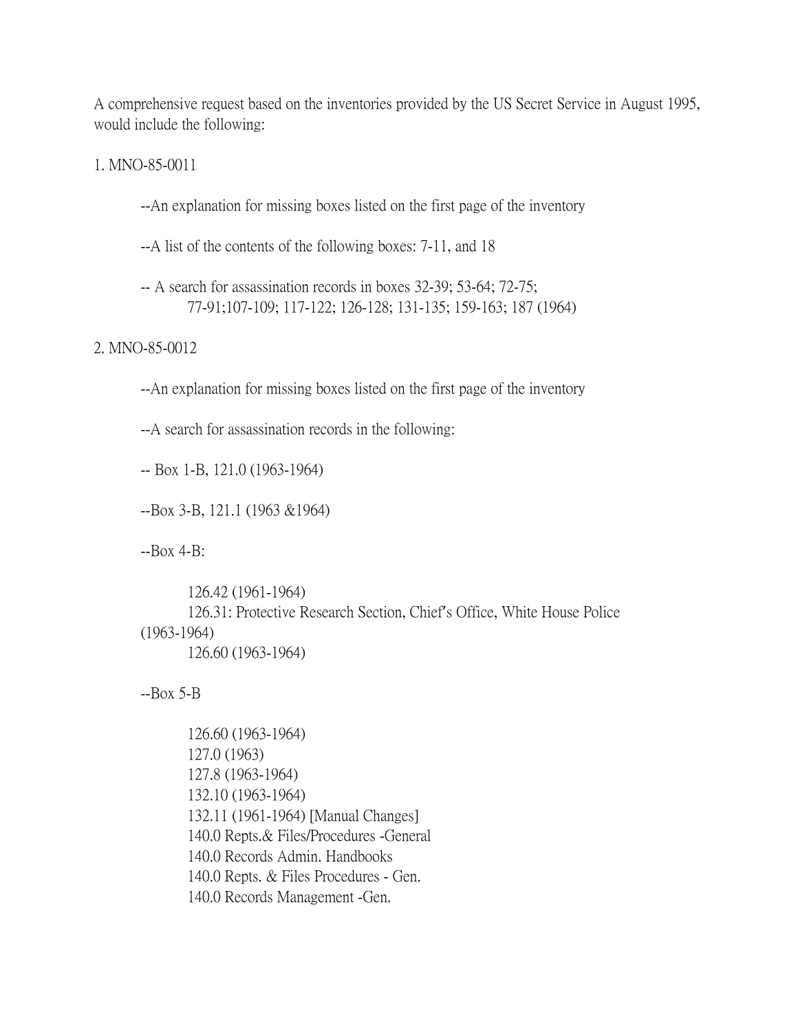A comprehensive request based on the inventories provided by the US Secret Service in August 1995, would include the following:

1. MNO-85-0011

    --An explanation for missing boxes listed on the first page of the inventory

    --A list of the contents of the following boxes: 7-11, and 18

    -- A search for assassination records in boxes 32-39; 53-64; 72-75; 77-91;107-109; 117-122; 126-128; 131-135; 159-163; 187 (1964)

2. MNO-85-0012

    --An explanation for missing boxes listed on the first page of the inventory

    --A search for assassination records in the following:

    -- Box 1-B, 121.0 (1963-1964)

    --Box 3-B, 121.1 (1963 &1964)

    --Box 4-B:

        126.42 (1961-1964)
        126.31: Protective Research Section, Chief's Office, White House Police (1963-1964)
        126.60 (1963-1964)

    --Box 5-B

        126.60 (1963-1964)
        127.0 (1963)
        127.8 (1963-1964)
        132.10 (1963-1964)
        132.11 (1961-1964) [Manual Changes]
        140.0 Repts.& Files/Procedures -General
        140.0 Records Admin. Handbooks
        140.0 Repts. & Files Procedures - Gen.
        140.0 Records Management -Gen.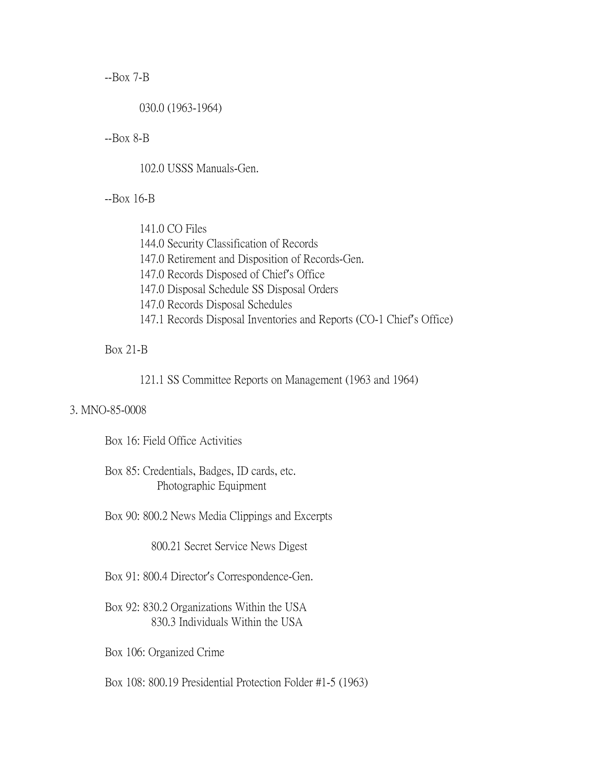--Box 7-B

030.0 (1963-1964)

--Box 8-B

102.0 USSS Manuals-Gen.

--Box 16-B

141.0 CO Files
144.0 Security Classification of Records
147.0 Retirement and Disposition of Records-Gen.
147.0 Records Disposed of Chief's Office
147.0 Disposal Schedule SS Disposal Orders
147.0 Records Disposal Schedules
147.1 Records Disposal Inventories and Reports (CO-1 Chief's Office)

Box 21-B

121.1 SS Committee Reports on Management (1963 and 1964)

3. MNO-85-0008

Box 16: Field Office Activities

Box 85: Credentials, Badges, ID cards, etc.
Photographic Equipment

Box 90: 800.2 News Media Clippings and Excerpts

800.21 Secret Service News Digest

Box 91: 800.4 Director's Correspondence-Gen.

Box 92: 830.2 Organizations Within the USA
830.3 Individuals Within the USA

Box 106: Organized Crime

Box 108: 800.19 Presidential Protection Folder #1-5 (1963)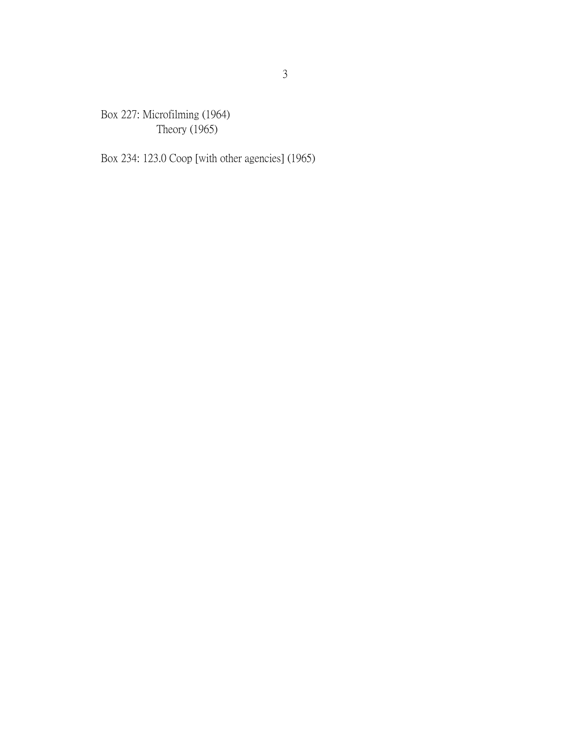Box 227: Microfilming (1964)
Theory (1965)

Box 234: 123.0 Coop [with other agencies] (1965)